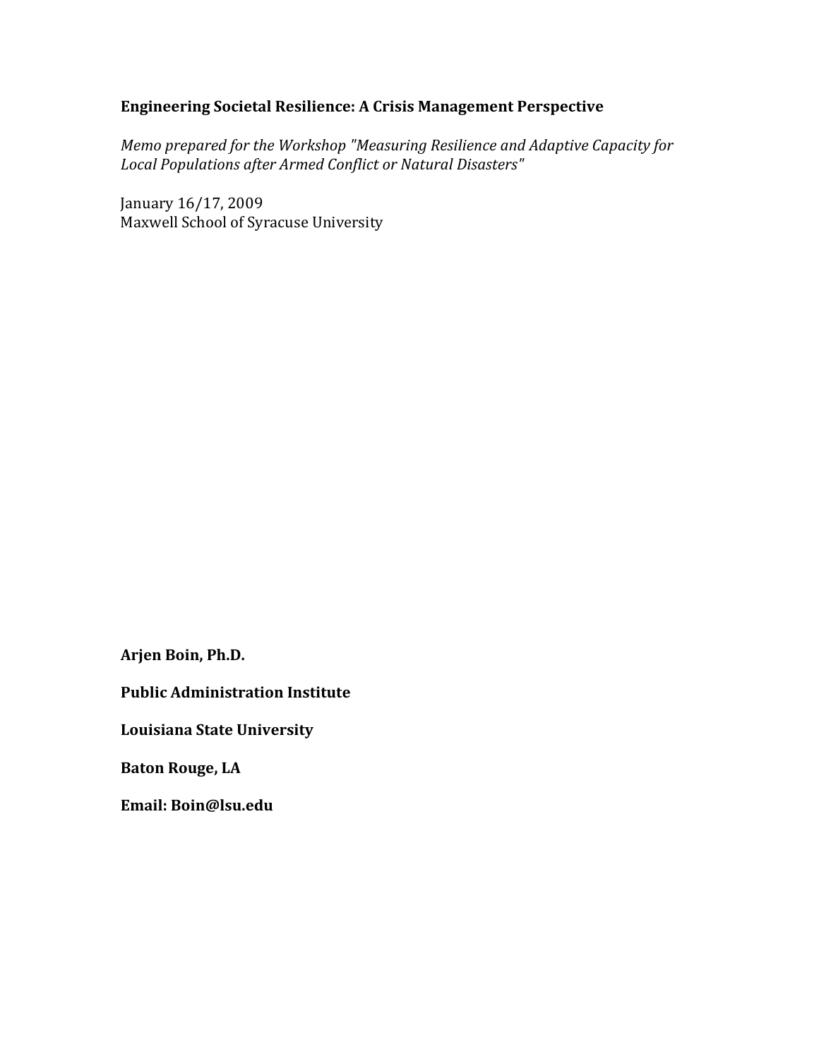# Engineering Societal Resilience: A Crisis Management Perspective

*Memo prepared for the Workshop "Measuring Resilience and Adaptive Capacity for Local Populations after Armed Conflict or Natural Disasters"*

January 16/17, 2009
Maxwell School of Syracuse University

**Arjen Boin, Ph.D.**

**Public Administration Institute**

**Louisiana State University**

**Baton Rouge, LA**

**Email: Boin@lsu.edu**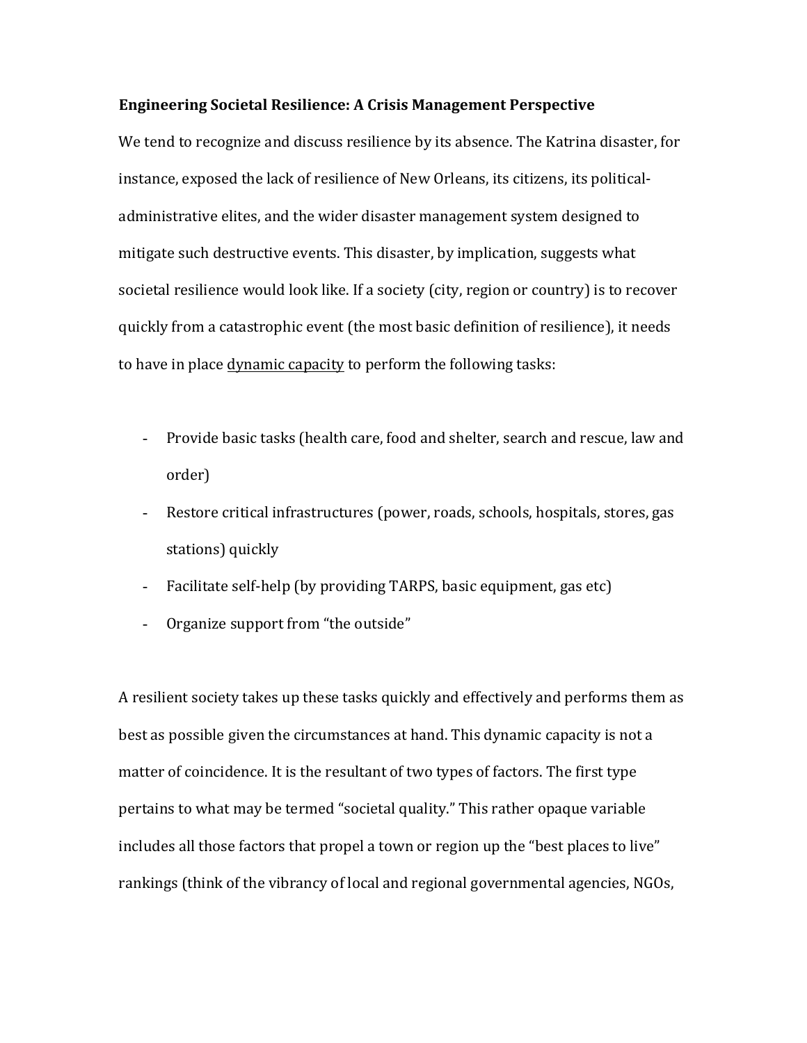**Engineering Societal Resilience: A Crisis Management Perspective**

We tend to recognize and discuss resilience by its absence. The Katrina disaster, for instance, exposed the lack of resilience of New Orleans, its citizens, its political-administrative elites, and the wider disaster management system designed to mitigate such destructive events. This disaster, by implication, suggests what societal resilience would look like. If a society (city, region or country) is to recover quickly from a catastrophic event (the most basic definition of resilience), it needs to have in place <u>dynamic capacity</u> to perform the following tasks:

- Provide basic tasks (health care, food and shelter, search and rescue, law and order)
- Restore critical infrastructures (power, roads, schools, hospitals, stores, gas stations) quickly
- Facilitate self-help (by providing TARPS, basic equipment, gas etc)
- Organize support from "the outside"

A resilient society takes up these tasks quickly and effectively and performs them as best as possible given the circumstances at hand. This dynamic capacity is not a matter of coincidence. It is the resultant of two types of factors. The first type pertains to what may be termed "societal quality." This rather opaque variable includes all those factors that propel a town or region up the "best places to live" rankings (think of the vibrancy of local and regional governmental agencies, NGOs,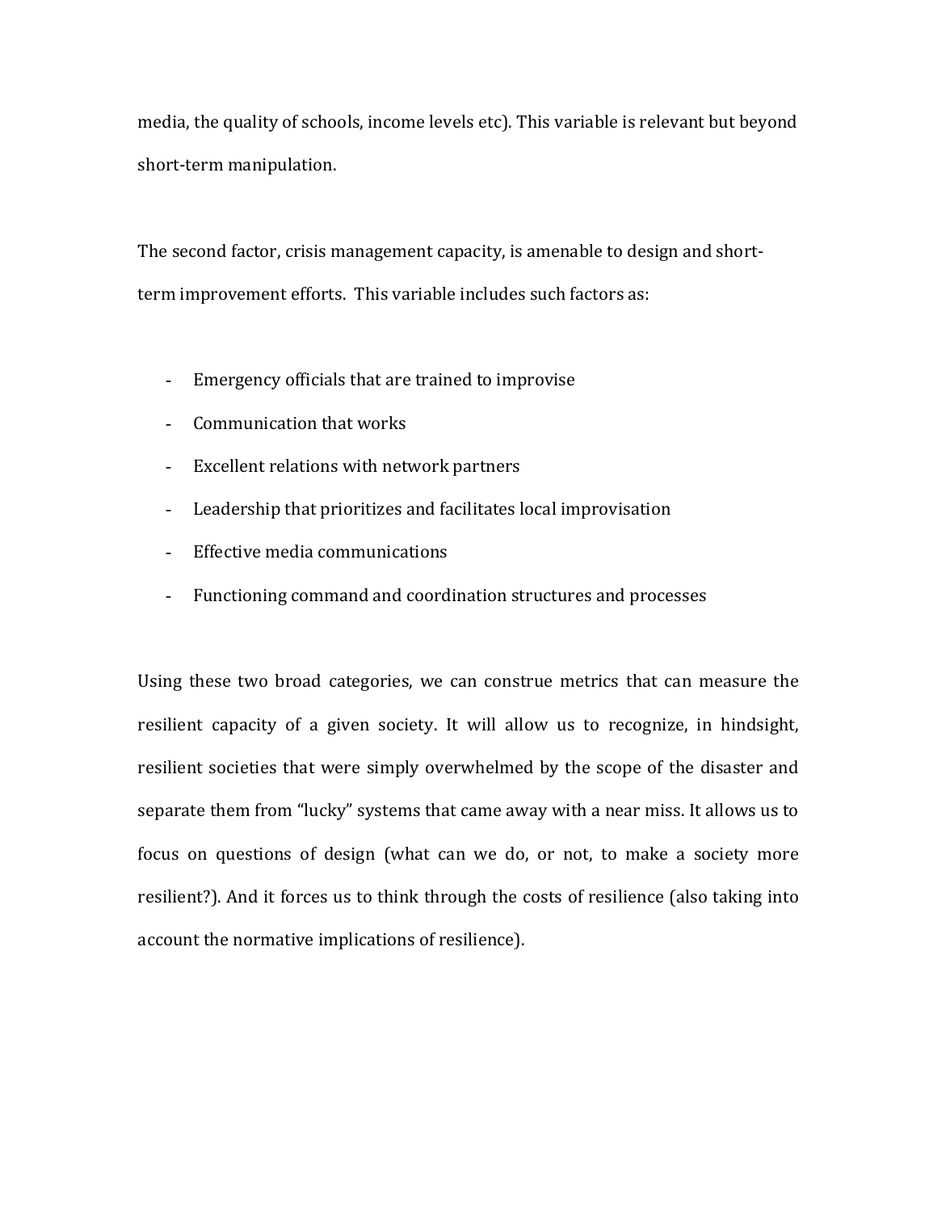media, the quality of schools, income levels etc). This variable is relevant but beyond short-term manipulation.

The second factor, crisis management capacity, is amenable to design and short-term improvement efforts. This variable includes such factors as:

- Emergency officials that are trained to improvise
- Communication that works
- Excellent relations with network partners
- Leadership that prioritizes and facilitates local improvisation
- Effective media communications
- Functioning command and coordination structures and processes

Using these two broad categories, we can construe metrics that can measure the resilient capacity of a given society. It will allow us to recognize, in hindsight, resilient societies that were simply overwhelmed by the scope of the disaster and separate them from "lucky" systems that came away with a near miss. It allows us to focus on questions of design (what can we do, or not, to make a society more resilient?). And it forces us to think through the costs of resilience (also taking into account the normative implications of resilience).